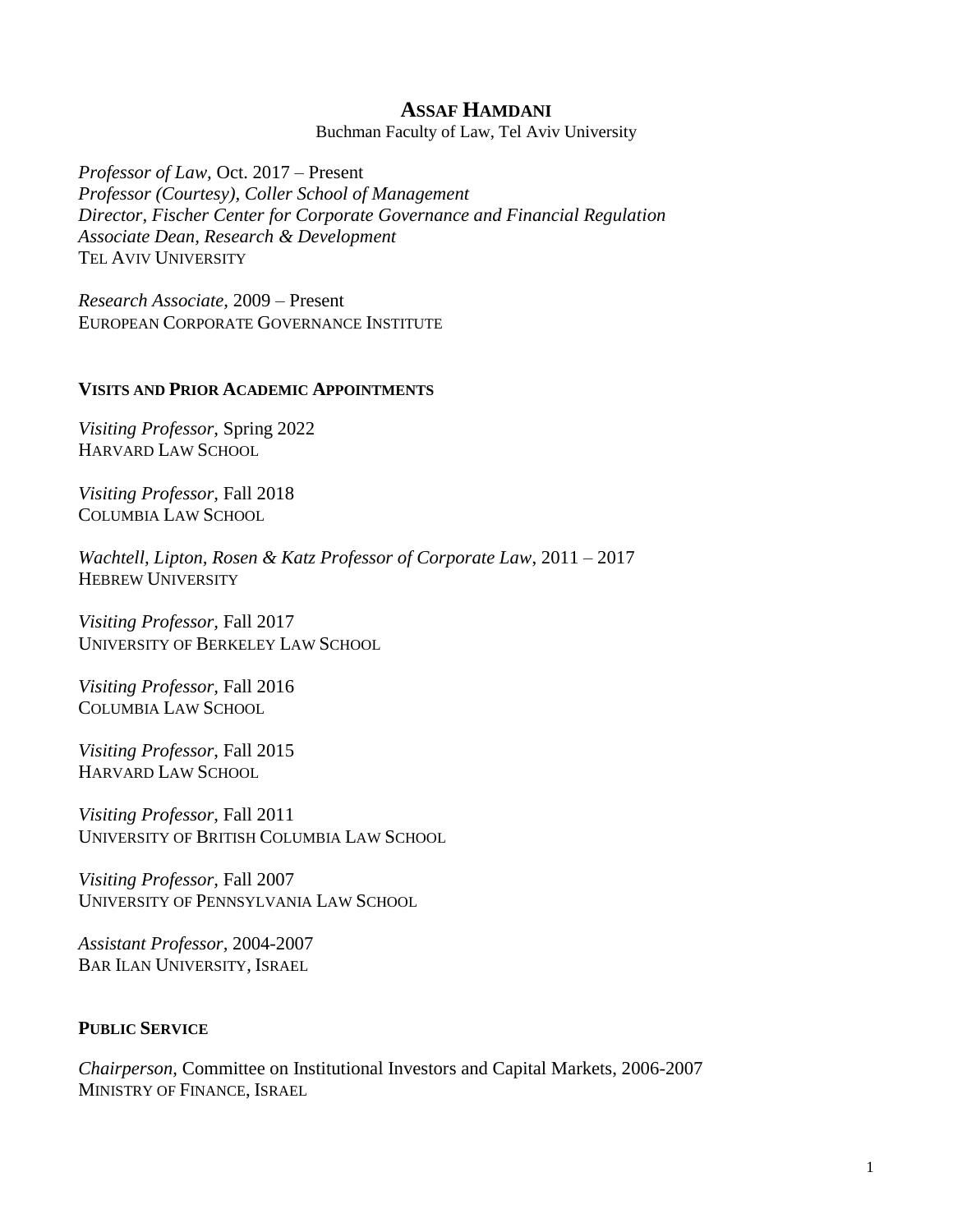# ASSAF HAMDANI

Buchman Faculty of Law, Tel Aviv University

*Professor of Law*, Oct. 2017 – Present
*Professor (Courtesy), Coller School of Management*
*Director, Fischer Center for Corporate Governance and Financial Regulation*
*Associate Dean, Research & Development*
TEL AVIV UNIVERSITY

*Research Associate*, 2009 – Present
EUROPEAN CORPORATE GOVERNANCE INSTITUTE

## VISITS AND PRIOR ACADEMIC APPOINTMENTS

*Visiting Professor*, Spring 2022
HARVARD LAW SCHOOL

*Visiting Professor*, Fall 2018
COLUMBIA LAW SCHOOL

*Wachtell, Lipton, Rosen & Katz Professor of Corporate Law*, 2011 – 2017
HEBREW UNIVERSITY

*Visiting Professor*, Fall 2017
UNIVERSITY OF BERKELEY LAW SCHOOL

*Visiting Professor*, Fall 2016
COLUMBIA LAW SCHOOL

*Visiting Professor*, Fall 2015
HARVARD LAW SCHOOL

*Visiting Professor*, Fall 2011
UNIVERSITY OF BRITISH COLUMBIA LAW SCHOOL

*Visiting Professor*, Fall 2007
UNIVERSITY OF PENNSYLVANIA LAW SCHOOL

*Assistant Professor*, 2004-2007
BAR ILAN UNIVERSITY, ISRAEL

## PUBLIC SERVICE

*Chairperson*, Committee on Institutional Investors and Capital Markets, 2006-2007
MINISTRY OF FINANCE, ISRAEL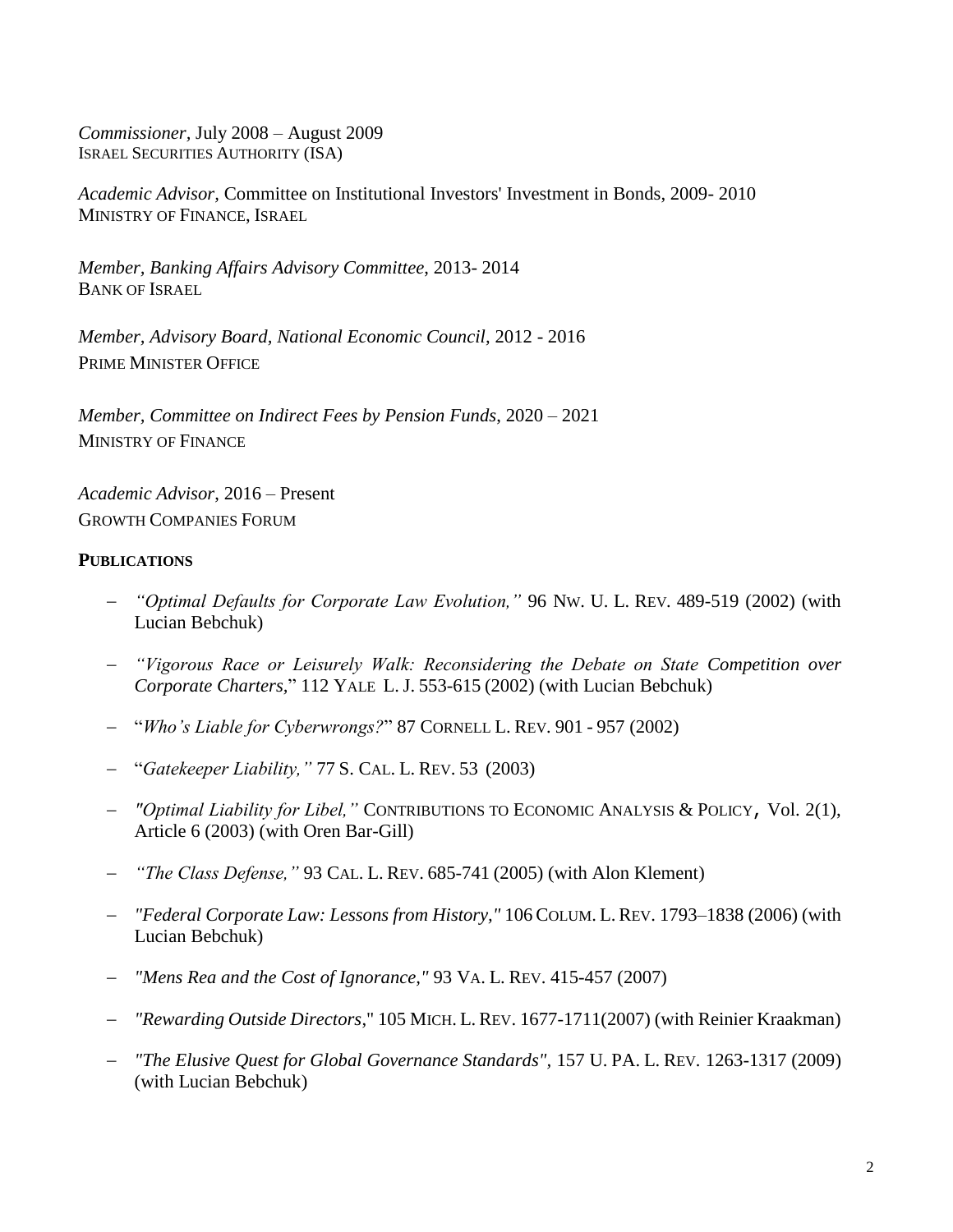*Commissioner,* July 2008 – August 2009
ISRAEL SECURITIES AUTHORITY (ISA)

*Academic Advisor,* Committee on Institutional Investors' Investment in Bonds, 2009- 2010
MINISTRY OF FINANCE, ISRAEL

*Member, Banking Affairs Advisory Committee*, 2013- 2014
BANK OF ISRAEL

*Member, Advisory Board, National Economic Council,* 2012 - 2016
PRIME MINISTER OFFICE

*Member, Committee on Indirect Fees by Pension Funds*, 2020 – 2021
MINISTRY OF FINANCE

*Academic Advisor*, 2016 – Present
GROWTH COMPANIES FORUM

**PUBLICATIONS**

- *"Optimal Defaults for Corporate Law Evolution,"* 96 NW. U. L. REV. 489-519 (2002) (with Lucian Bebchuk)
- *"Vigorous Race or Leisurely Walk: Reconsidering the Debate on State Competition over Corporate Charters,*" 112 YALE L. J. 553-615 (2002) (with Lucian Bebchuk)
- "*Who's Liable for Cyberwrongs?*" 87 CORNELL L. REV. 901 - 957 (2002)
- "*Gatekeeper Liability,"* 77 S. CAL. L. REV. 53 (2003)
- *"Optimal Liability for Libel,"* CONTRIBUTIONS TO ECONOMIC ANALYSIS & POLICY, Vol. 2(1), Article 6 (2003) (with Oren Bar-Gill)
- *"The Class Defense,"* 93 CAL. L. REV. 685-741 (2005) (with Alon Klement)
- *"Federal Corporate Law: Lessons from History,"* 106 COLUM. L. REV. 1793–1838 (2006) (with Lucian Bebchuk)
- *"Mens Rea and the Cost of Ignorance,"* 93 VA. L. REV. 415-457 (2007)
- *"Rewarding Outside Directors*," 105 MICH. L. REV. 1677-1711(2007) (with Reinier Kraakman)
- *"The Elusive Quest for Global Governance Standards"*, 157 U. PA. L. REV. 1263-1317 (2009) (with Lucian Bebchuk)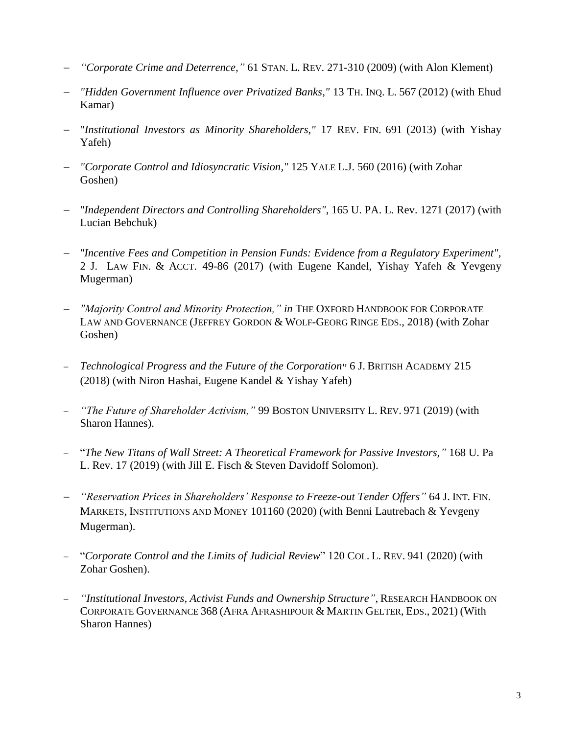- *"Corporate Crime and Deterrence,"* 61 STAN. L. REV. 271-310 (2009) (with Alon Klement)
- *"Hidden Government Influence over Privatized Banks,"* 13 TH. INQ. L. 567 (2012) (with Ehud Kamar)
- "*Institutional Investors as Minority Shareholders,"* 17 REV. FIN. 691 (2013) (with Yishay Yafeh)
- *"Corporate Control and Idiosyncratic Vision,"* 125 YALE L.J. 560 (2016) (with Zohar Goshen)
- *"Independent Directors and Controlling Shareholders"*, 165 U. PA. L. Rev. 1271 (2017) (with Lucian Bebchuk)
- *"Incentive Fees and Competition in Pension Funds: Evidence from a Regulatory Experiment"*, 2 J. LAW FIN. & ACCT. 49-86 (2017) (with Eugene Kandel, Yishay Yafeh & Yevgeny Mugerman)
- *"Majority Control and Minority Protection," in* THE OXFORD HANDBOOK FOR CORPORATE LAW AND GOVERNANCE (JEFFREY GORDON & WOLF-GEORG RINGE EDS., 2018) (with Zohar Goshen)
- *Technological Progress and the Future of the Corporation"* 6 J. BRITISH ACADEMY 215 (2018) (with Niron Hashai, Eugene Kandel & Yishay Yafeh)
- *"The Future of Shareholder Activism,"* 99 BOSTON UNIVERSITY L. REV. 971 (2019) (with Sharon Hannes).
- "*The New Titans of Wall Street: A Theoretical Framework for Passive Investors,"* 168 U. Pa L. Rev. 17 (2019) (with Jill E. Fisch & Steven Davidoff Solomon).
- *"Reservation Prices in Shareholders' Response to Freeze-out Tender Offers"* 64 J. INT. FIN. MARKETS, INSTITUTIONS AND MONEY 101160 (2020) (with Benni Lautrebach & Yevgeny Mugerman).
- "*Corporate Control and the Limits of Judicial Review*" 120 COL. L. REV. 941 (2020) (with Zohar Goshen).
- *"Institutional Investors, Activist Funds and Ownership Structure"*, RESEARCH HANDBOOK ON CORPORATE GOVERNANCE 368 (AFRA AFRASHIPOUR & MARTIN GELTER, EDS., 2021) (With Sharon Hannes)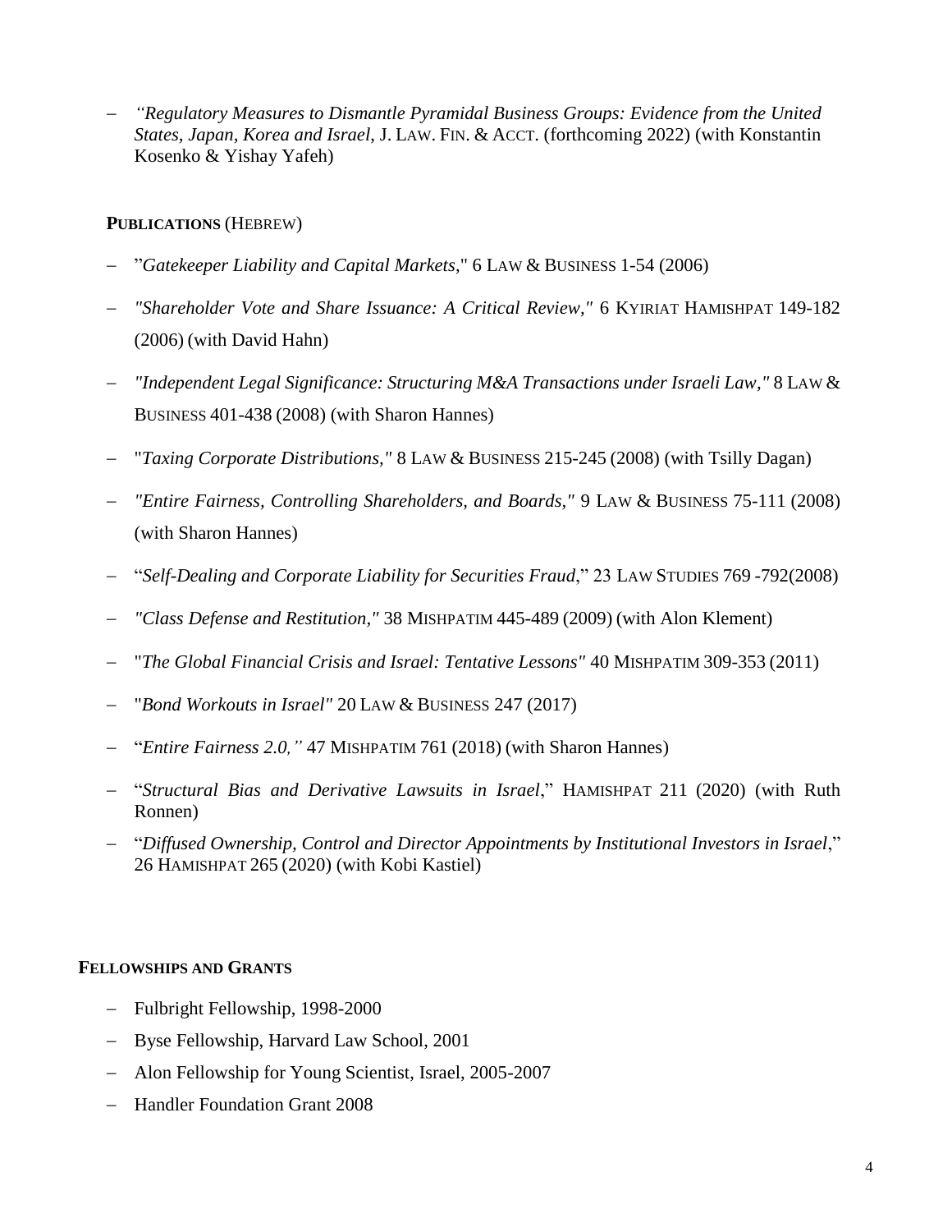- *"Regulatory Measures to Dismantle Pyramidal Business Groups: Evidence from the United States, Japan, Korea and Israel*, J. LAW. FIN. & ACCT. (forthcoming 2022) (with Konstantin Kosenko & Yishay Yafeh)

**PUBLICATIONS** (HEBREW)

- "*Gatekeeper Liability and Capital Markets*," 6 LAW & BUSINESS 1-54 (2006)
- *"Shareholder Vote and Share Issuance: A Critical Review,"* 6 KYIRIAT HAMISHPAT 149-182 (2006) (with David Hahn)
- *"Independent Legal Significance: Structuring M&A Transactions under Israeli Law,"* 8 LAW & BUSINESS 401-438 (2008) (with Sharon Hannes)
- "*Taxing Corporate Distributions,"* 8 LAW & BUSINESS 215-245 (2008) (with Tsilly Dagan)
- *"Entire Fairness, Controlling Shareholders, and Boards,"* 9 LAW & BUSINESS 75-111 (2008) (with Sharon Hannes)
- "*Self-Dealing and Corporate Liability for Securities Fraud*," 23 LAW STUDIES 769 -792(2008)
- *"Class Defense and Restitution,"* 38 MISHPATIM 445-489 (2009) (with Alon Klement)
- "*The Global Financial Crisis and Israel: Tentative Lessons"* 40 MISHPATIM 309-353 (2011)
- "*Bond Workouts in Israel"* 20 LAW & BUSINESS 247 (2017)
- "*Entire Fairness 2.0,"* 47 MISHPATIM 761 (2018) (with Sharon Hannes)
- "*Structural Bias and Derivative Lawsuits in Israel*," HAMISHPAT 211 (2020) (with Ruth Ronnen)
- "*Diffused Ownership, Control and Director Appointments by Institutional Investors in Israel*," 26 HAMISHPAT 265 (2020) (with Kobi Kastiel)

**FELLOWSHIPS AND GRANTS**

- Fulbright Fellowship, 1998-2000
- Byse Fellowship, Harvard Law School, 2001
- Alon Fellowship for Young Scientist, Israel, 2005-2007
- Handler Foundation Grant 2008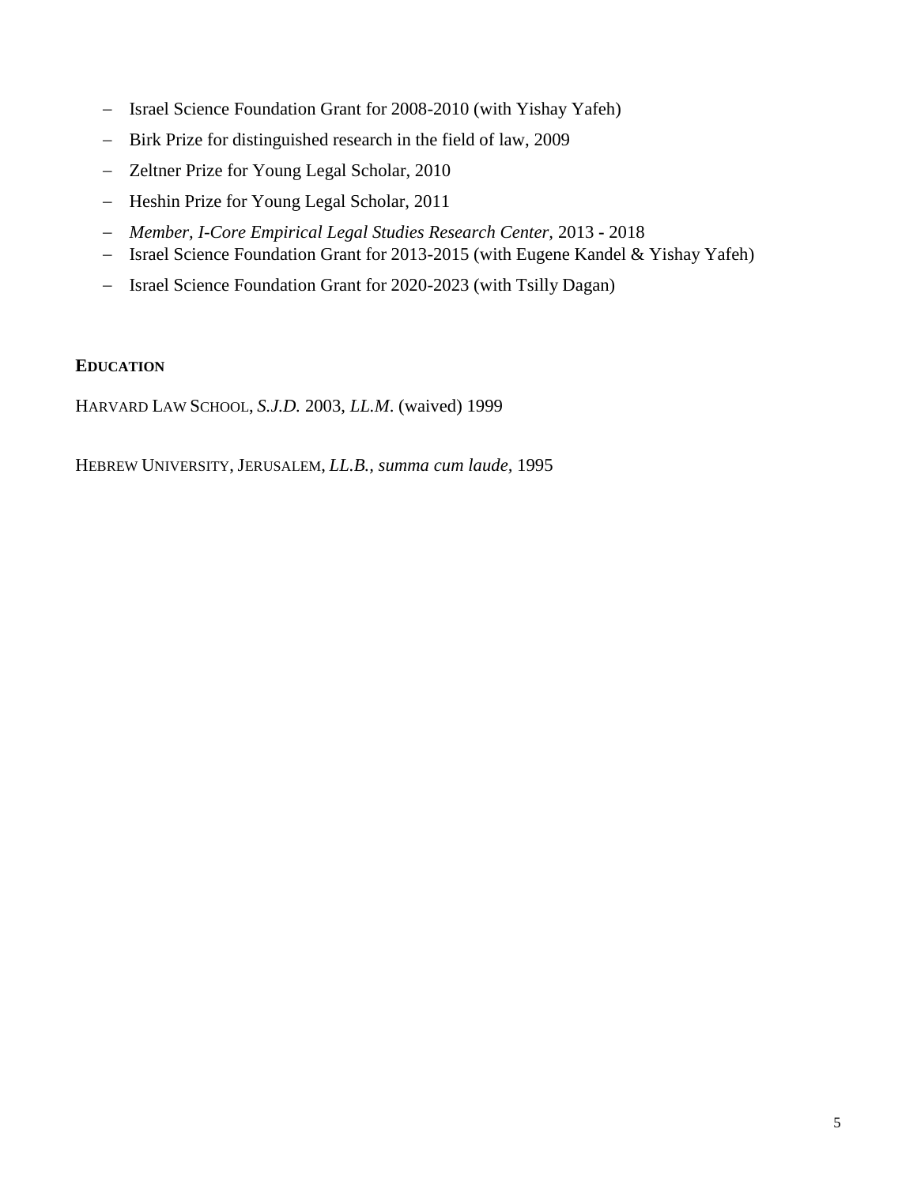- Israel Science Foundation Grant for 2008-2010 (with Yishay Yafeh)
- Birk Prize for distinguished research in the field of law, 2009
- Zeltner Prize for Young Legal Scholar, 2010
- Heshin Prize for Young Legal Scholar, 2011
- *Member, I-Core Empirical Legal Studies Research Center,* 2013 - 2018
- Israel Science Foundation Grant for 2013-2015 (with Eugene Kandel & Yishay Yafeh)
- Israel Science Foundation Grant for 2020-2023 (with Tsilly Dagan)

**EDUCATION**

HARVARD LAW SCHOOL, *S.J.D.* 2003, *LL.M*. (waived) 1999

HEBREW UNIVERSITY, JERUSALEM, *LL.B., summa cum laude,* 1995